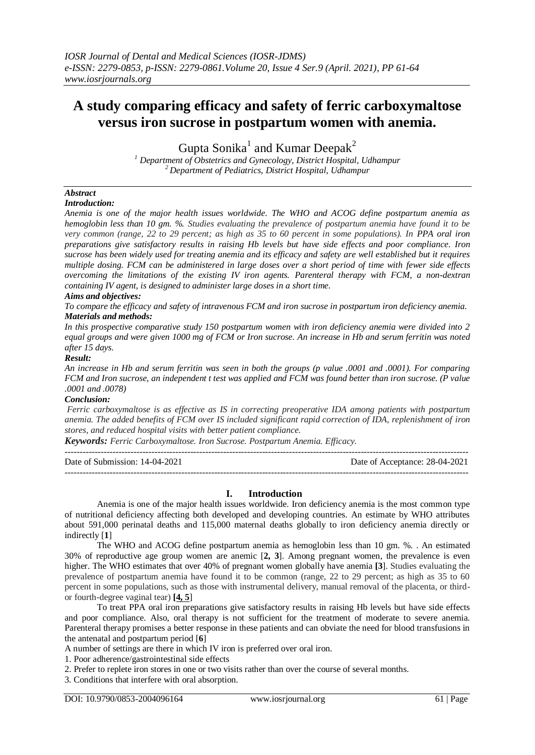# A study comparing efficacy and safety of ferric carboxymaltose versus iron sucrose in postpartum women with anemia.

Gupta Sonika[1] and Kumar Deepak[2]

[1] Department of Obstetrics and Gynecology, District Hospital, Udhampur
[2] Department of Pediatrics, District Hospital, Udhampur

***Abstract***

***Introduction:***

*Anemia is one of the major health issues worldwide. The WHO and ACOG define postpartum anemia as hemoglobin less than 10 gm. %. Studies evaluating the prevalence of postpartum anemia have found it to be very common (range, 22 to 29 percent; as high as 35 to 60 percent in some populations). In PPA oral iron preparations give satisfactory results in raising Hb levels but have side effects and poor compliance. Iron sucrose has been widely used for treating anemia and its efficacy and safety are well established but it requires multiple dosing. FCM can be administered in large doses over a short period of time with fewer side effects overcoming the limitations of the existing IV iron agents. Parenteral therapy with FCM, a non-dextran containing IV agent, is designed to administer large doses in a short time.*

***Aims and objectives:***

*To compare the efficacy and safety of intravenous FCM and iron sucrose in postpartum iron deficiency anemia.*

***Materials and methods:***

*In this prospective comparative study 150 postpartum women with iron deficiency anemia were divided into 2 equal groups and were given 1000 mg of FCM or Iron sucrose. An increase in Hb and serum ferritin was noted after 15 days.*

***Result:***

*An increase in Hb and serum ferritin was seen in both the groups (p value .0001 and .0001). For comparing FCM and Iron sucrose, an independent t test was applied and FCM was found better than iron sucrose. (P value .0001 and .0078)*

***Conclusion:***

*Ferric carboxymaltose is as effective as IS in correcting preoperative IDA among patients with postpartum anemia. The added benefits of FCM over IS included significant rapid correction of IDA, replenishment of iron stores, and reduced hospital visits with better patient compliance.*

***Keywords:*** *Ferric Carboxymaltose. Iron Sucrose. Postpartum Anemia. Efficacy.*

Date of Submission: 14-04-2021 | Date of Acceptance: 28-04-2021

## I. Introduction

Anemia is one of the major health issues worldwide. Iron deficiency anemia is the most common type of nutritional deficiency affecting both developed and developing countries. An estimate by WHO attributes about 591,000 perinatal deaths and 115,000 maternal deaths globally to iron deficiency anemia directly or indirectly [**1**]

The WHO and ACOG define postpartum anemia as hemoglobin less than 10 gm. %. . An estimated 30% of reproductive age group women are anemic [**2, 3**]. Among pregnant women, the prevalence is even higher. The WHO estimates that over 40% of pregnant women globally have anemia **[3**]. Studies evaluating the prevalence of postpartum anemia have found it to be common (range, 22 to 29 percent; as high as 35 to 60 percent in some populations, such as those with instrumental delivery, manual removal of the placenta, or third- or fourth-degree vaginal tear) **[4, 5**]

To treat PPA oral iron preparations give satisfactory results in raising Hb levels but have side effects and poor compliance. Also, oral therapy is not sufficient for the treatment of moderate to severe anemia. Parenteral therapy promises a better response in these patients and can obviate the need for blood transfusions in the antenatal and postpartum period [**6**]

A number of settings are there in which IV iron is preferred over oral iron.

1. Poor adherence/gastrointestinal side effects
2. Prefer to replete iron stores in one or two visits rather than over the course of several months.
3. Conditions that interfere with oral absorption.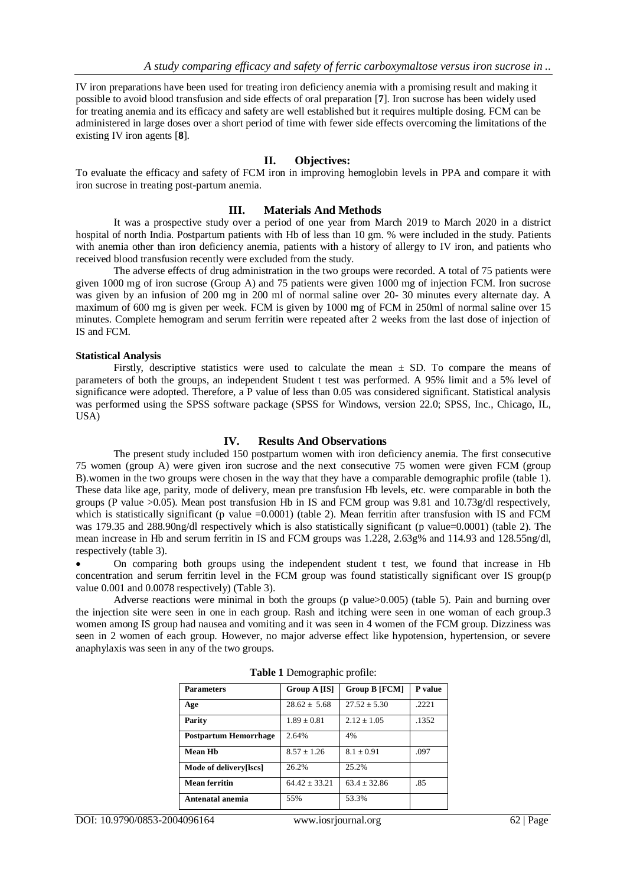IV iron preparations have been used for treating iron deficiency anemia with a promising result and making it possible to avoid blood transfusion and side effects of oral preparation [**7**]. Iron sucrose has been widely used for treating anemia and its efficacy and safety are well established but it requires multiple dosing. FCM can be administered in large doses over a short period of time with fewer side effects overcoming the limitations of the existing IV iron agents [**8**].

## II. Objectives:

To evaluate the efficacy and safety of FCM iron in improving hemoglobin levels in PPA and compare it with iron sucrose in treating post-partum anemia.

## III. Materials And Methods

It was a prospective study over a period of one year from March 2019 to March 2020 in a district hospital of north India. Postpartum patients with Hb of less than 10 gm. % were included in the study. Patients with anemia other than iron deficiency anemia, patients with a history of allergy to IV iron, and patients who received blood transfusion recently were excluded from the study.

The adverse effects of drug administration in the two groups were recorded. A total of 75 patients were given 1000 mg of iron sucrose (Group A) and 75 patients were given 1000 mg of injection FCM. Iron sucrose was given by an infusion of 200 mg in 200 ml of normal saline over 20- 30 minutes every alternate day. A maximum of 600 mg is given per week. FCM is given by 1000 mg of FCM in 250ml of normal saline over 15 minutes. Complete hemogram and serum ferritin were repeated after 2 weeks from the last dose of injection of IS and FCM.

### Statistical Analysis

Firstly, descriptive statistics were used to calculate the mean ± SD. To compare the means of parameters of both the groups, an independent Student t test was performed. A 95% limit and a 5% level of significance were adopted. Therefore, a P value of less than 0.05 was considered significant. Statistical analysis was performed using the SPSS software package (SPSS for Windows, version 22.0; SPSS, Inc., Chicago, IL, USA)

## IV. Results And Observations

The present study included 150 postpartum women with iron deficiency anemia. The first consecutive 75 women (group A) were given iron sucrose and the next consecutive 75 women were given FCM (group B).women in the two groups were chosen in the way that they have a comparable demographic profile (table 1). These data like age, parity, mode of delivery, mean pre transfusion Hb levels, etc. were comparable in both the groups (P value >0.05). Mean post transfusion Hb in IS and FCM group was 9.81 and 10.73g/dl respectively, which is statistically significant (p value =0.0001) (table 2). Mean ferritin after transfusion with IS and FCM was 179.35 and 288.90ng/dl respectively which is also statistically significant (p value=0.0001) (table 2). The mean increase in Hb and serum ferritin in IS and FCM groups was 1.228, 2.63g% and 114.93 and 128.55ng/dl, respectively (table 3).

- On comparing both groups using the independent student t test, we found that increase in Hb concentration and serum ferritin level in the FCM group was found statistically significant over IS group(p value 0.001 and 0.0078 respectively) (Table 3).

Adverse reactions were minimal in both the groups (p value>0.005) (table 5). Pain and burning over the injection site were seen in one in each group. Rash and itching were seen in one woman of each group.3 women among IS group had nausea and vomiting and it was seen in 4 women of the FCM group. Dizziness was seen in 2 women of each group. However, no major adverse effect like hypotension, hypertension, or severe anaphylaxis was seen in any of the two groups.

**Table 1** Demographic profile:

| Parameters | Group A [IS] | Group B [FCM] | P value |
|---|---|---|---|
| **Age** | 28.62 ± 5.68 | 27.52 ± 5.30 | .2221 |
| **Parity** | 1.89 ± 0.81 | 2.12 ± 1.05 | .1352 |
| **Postpartum Hemorrhage** | 2.64% | 4% | |
| **Mean Hb** | 8.57 ± 1.26 | 8.1 ± 0.91 | .097 |
| **Mode of delivery[lscs]** | 26.2% | 25.2% | |
| **Mean ferritin** | 64.42 ± 33.21 | 63.4 ± 32.86 | .85 |
| **Antenatal anemia** | 55% | 53.3% | |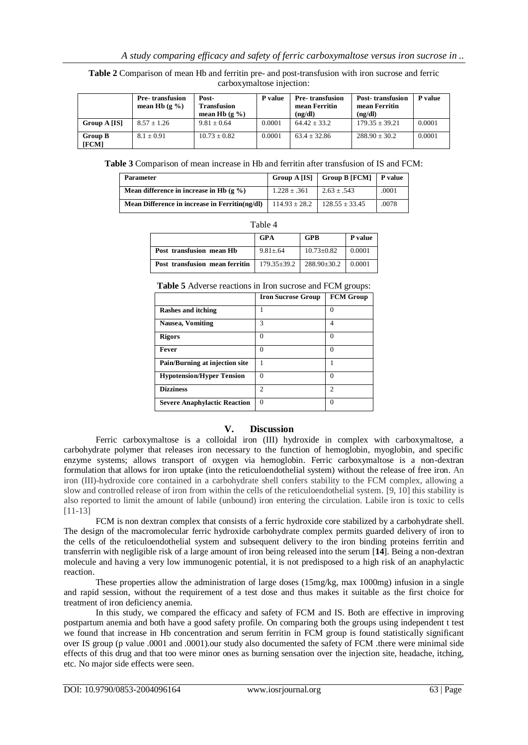**Table 2** Comparison of mean Hb and ferritin pre- and post-transfusion with iron sucrose and ferric carboxymaltose injection:

| | Pre- transfusion mean Hb (g %) | Post- Transfusion mean Hb (g %) | P value | Pre- transfusion mean Ferritin (ng/dl) | Post- transfusion mean Ferritin (ng/dl) | P value |
|---|---|---|---|---|---|---|
| **Group A [IS]** | 8.57 ± 1.26 | 9.81 ± 0.64 | 0.0001 | 64.42 ± 33.2 | 179.35 ± 39.21 | 0.0001 |
| **Group B [FCM]** | 8.1 ± 0.91 | 10.73 ± 0.82 | 0.0001 | 63.4 ± 32.86 | 288.90 ± 30.2 | 0.0001 |

**Table 3** Comparison of mean increase in Hb and ferritin after transfusion of IS and FCM:

| Parameter | Group A [IS] | Group B [FCM] | P value |
|---|---|---|---|
| **Mean difference in increase in Hb (g %)** | 1.228 ± .361 | 2.63 ± .543 | .0001 |
| **Mean Difference in increase in Ferritin(ng/dl)** | 114.93 ± 28.2 | 128.55 ± 33.45 | .0078 |

Table 4

| | GPA | GPB | P value |
|---|---|---|---|
| **Post transfusion mean Hb** | 9.81±.64 | 10.73±0.82 | 0.0001 |
| **Post transfusion mean ferritin** | 179.35±39.2 | 288.90±30.2 | 0.0001 |

**Table 5** Adverse reactions in Iron sucrose and FCM groups:

| | Iron Sucrose Group | FCM Group |
|---|---|---|
| **Rashes and itching** | 1 | 0 |
| **Nausea, Vomiting** | 3 | 4 |
| **Rigors** | 0 | 0 |
| **Fever** | 0 | 0 |
| **Pain/Burning at injection site** | 1 | 1 |
| **Hypotension/Hyper Tension** | 0 | 0 |
| **Dizziness** | 2 | 2 |
| **Severe Anaphylactic Reaction** | 0 | 0 |

## V. Discussion

Ferric carboxymaltose is a colloidal iron (III) hydroxide in complex with carboxymaltose, a carbohydrate polymer that releases iron necessary to the function of hemoglobin, myoglobin, and specific enzyme systems; allows transport of oxygen via hemoglobin. Ferric carboxymaltose is a non-dextran formulation that allows for iron uptake (into the reticuloendothelial system) without the release of free iron. An iron (III)-hydroxide core contained in a carbohydrate shell confers stability to the FCM complex, allowing a slow and controlled release of iron from within the cells of the reticuloendothelial system. [9, 10] this stability is also reported to limit the amount of labile (unbound) iron entering the circulation. Labile iron is toxic to cells [11-13]

FCM is non dextran complex that consists of a ferric hydroxide core stabilized by a carbohydrate shell. The design of the macromolecular ferric hydroxide carbohydrate complex permits guarded delivery of iron to the cells of the reticuloendothelial system and subsequent delivery to the iron binding proteins ferritin and transferrin with negligible risk of a large amount of iron being released into the serum [**14**]. Being a non-dextran molecule and having a very low immunogenic potential, it is not predisposed to a high risk of an anaphylactic reaction.

These properties allow the administration of large doses (15mg/kg, max 1000mg) infusion in a single and rapid session, without the requirement of a test dose and thus makes it suitable as the first choice for treatment of iron deficiency anemia.

In this study, we compared the efficacy and safety of FCM and IS. Both are effective in improving postpartum anemia and both have a good safety profile. On comparing both the groups using independent t test we found that increase in Hb concentration and serum ferritin in FCM group is found statistically significant over IS group (p value .0001 and .0001).our study also documented the safety of FCM .there were minimal side effects of this drug and that too were minor ones as burning sensation over the injection site, headache, itching, etc. No major side effects were seen.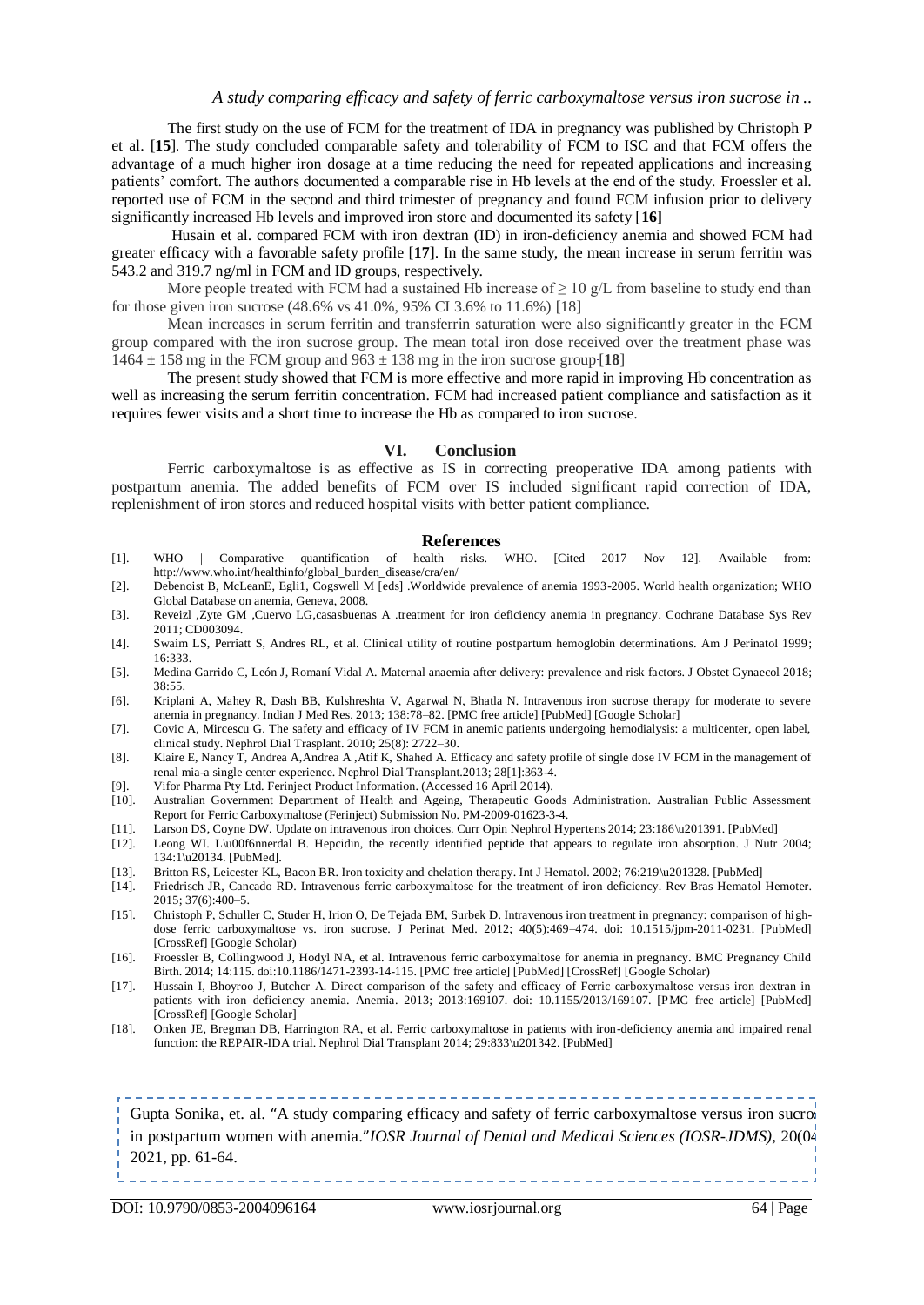The first study on the use of FCM for the treatment of IDA in pregnancy was published by Christoph P et al. [**15**]. The study concluded comparable safety and tolerability of FCM to ISC and that FCM offers the advantage of a much higher iron dosage at a time reducing the need for repeated applications and increasing patients' comfort. The authors documented a comparable rise in Hb levels at the end of the study. Froessler et al. reported use of FCM in the second and third trimester of pregnancy and found FCM infusion prior to delivery significantly increased Hb levels and improved iron store and documented its safety [**16]**

Husain et al. compared FCM with iron dextran (ID) in iron-deficiency anemia and showed FCM had greater efficacy with a favorable safety profile [**17**]. In the same study, the mean increase in serum ferritin was 543.2 and 319.7 ng/ml in FCM and ID groups, respectively.

More people treated with FCM had a sustained Hb increase of $\geq$ 10 g/L from baseline to study end than for those given iron sucrose (48.6% vs 41.0%, 95% CI 3.6% to 11.6%) [18]

Mean increases in serum ferritin and transferrin saturation were also significantly greater in the FCM group compared with the iron sucrose group. The mean total iron dose received over the treatment phase was 1464 $\pm$ 158 mg in the FCM group and 963 $\pm$ 138 mg in the iron sucrose group [**18**]

The present study showed that FCM is more effective and more rapid in improving Hb concentration as well as increasing the serum ferritin concentration. FCM had increased patient compliance and satisfaction as it requires fewer visits and a short time to increase the Hb as compared to iron sucrose.

## VI. Conclusion

Ferric carboxymaltose is as effective as IS in correcting preoperative IDA among patients with postpartum anemia. The added benefits of FCM over IS included significant rapid correction of IDA, replenishment of iron stores and reduced hospital visits with better patient compliance.

## References

[1]. WHO | Comparative quantification of health risks. WHO. [Cited 2017 Nov 12]. Available from: http://www.who.int/healthinfo/global_burden_disease/cra/en/

[2]. Debenoist B, McLeanE, Egli1, Cogswell M [eds] .Worldwide prevalence of anemia 1993-2005. World health organization; WHO Global Database on anemia, Geneva, 2008.

[3]. Reveizl ,Zyte GM ,Cuervo LG,casasbuenas A .treatment for iron deficiency anemia in pregnancy. Cochrane Database Sys Rev 2011; CD003094.

[4]. Swaim LS, Perriatt S, Andres RL, et al. Clinical utility of routine postpartum hemoglobin determinations. Am J Perinatol 1999; 16:333.

[5]. Medina Garrido C, León J, Romaní Vidal A. Maternal anaemia after delivery: prevalence and risk factors. J Obstet Gynaecol 2018; 38:55.

[6]. Kriplani A, Mahey R, Dash BB, Kulshreshta V, Agarwal N, Bhatla N. Intravenous iron sucrose therapy for moderate to severe anemia in pregnancy. Indian J Med Res. 2013; 138:78–82. [PMC free article] [PubMed] [Google Scholar]

[7]. Covic A, Mircescu G. The safety and efficacy of IV FCM in anemic patients undergoing hemodialysis: a multicenter, open label, clinical study. Nephrol Dial Trasplant. 2010; 25(8): 2722–30.

[8]. Klaire E, Nancy T, Andrea A,Andrea A ,Atif K, Shahed A. Efficacy and safety profile of single dose IV FCM in the management of renal mia-a single center experience. Nephrol Dial Transplant.2013; 28[1]:363-4.

[9]. Vifor Pharma Pty Ltd. Ferinject Product Information. (Accessed 16 April 2014).

[10]. Australian Government Department of Health and Ageing, Therapeutic Goods Administration. Australian Public Assessment Report for Ferric Carboxymaltose (Ferinject) Submission No. PM-2009-01623-3-4.

[11]. Larson DS, Coyne DW. Update on intravenous iron choices. Curr Opin Nephrol Hypertens 2014; 23:186\u201391. [PubMed]

[12]. Leong WI. L\u00f6nnerdal B. Hepcidin, the recently identified peptide that appears to regulate iron absorption. J Nutr 2004; 134:1\u20134. [PubMed].

[13]. Britton RS, Leicester KL, Bacon BR. Iron toxicity and chelation therapy. Int J Hematol. 2002; 76:219\u201328. [PubMed]

[14]. Friedrisch JR, Cancado RD. Intravenous ferric carboxymaltose for the treatment of iron deficiency. Rev Bras Hematol Hemoter. 2015; 37(6):400–5.

[15]. Christoph P, Schuller C, Studer H, Irion O, De Tejada BM, Surbek D. Intravenous iron treatment in pregnancy: comparison of high-dose ferric carboxymaltose vs. iron sucrose. J Perinat Med. 2012; 40(5):469–474. doi: 10.1515/jpm-2011-0231. [PubMed] [CrossRef] [Google Scholar]

[16]. Froessler B, Collingwood J, Hodyl NA, et al. Intravenous ferric carboxymaltose for anemia in pregnancy. BMC Pregnancy Child Birth. 2014; 14:115. doi:10.1186/1471-2393-14-115. [PMC free article] [PubMed] [CrossRef] [Google Scholar]

[17]. Hussain I, Bhoyroo J, Butcher A. Direct comparison of the safety and efficacy of Ferric carboxymaltose versus iron dextran in patients with iron deficiency anemia. Anemia. 2013; 2013:169107. doi: 10.1155/2013/169107. [PMC free article] [PubMed] [CrossRef] [Google Scholar]

[18]. Onken JE, Bregman DB, Harrington RA, et al. Ferric carboxymaltose in patients with iron-deficiency anemia and impaired renal function: the REPAIR-IDA trial. Nephrol Dial Transplant 2014; 29:833\u201342. [PubMed]

Gupta Sonika, et. al. "A study comparing efficacy and safety of ferric carboxymaltose versus iron sucro in postpartum women with anemia."*IOSR Journal of Dental and Medical Sciences (IOSR-JDMS)*, 20(04 2021, pp. 61-64.